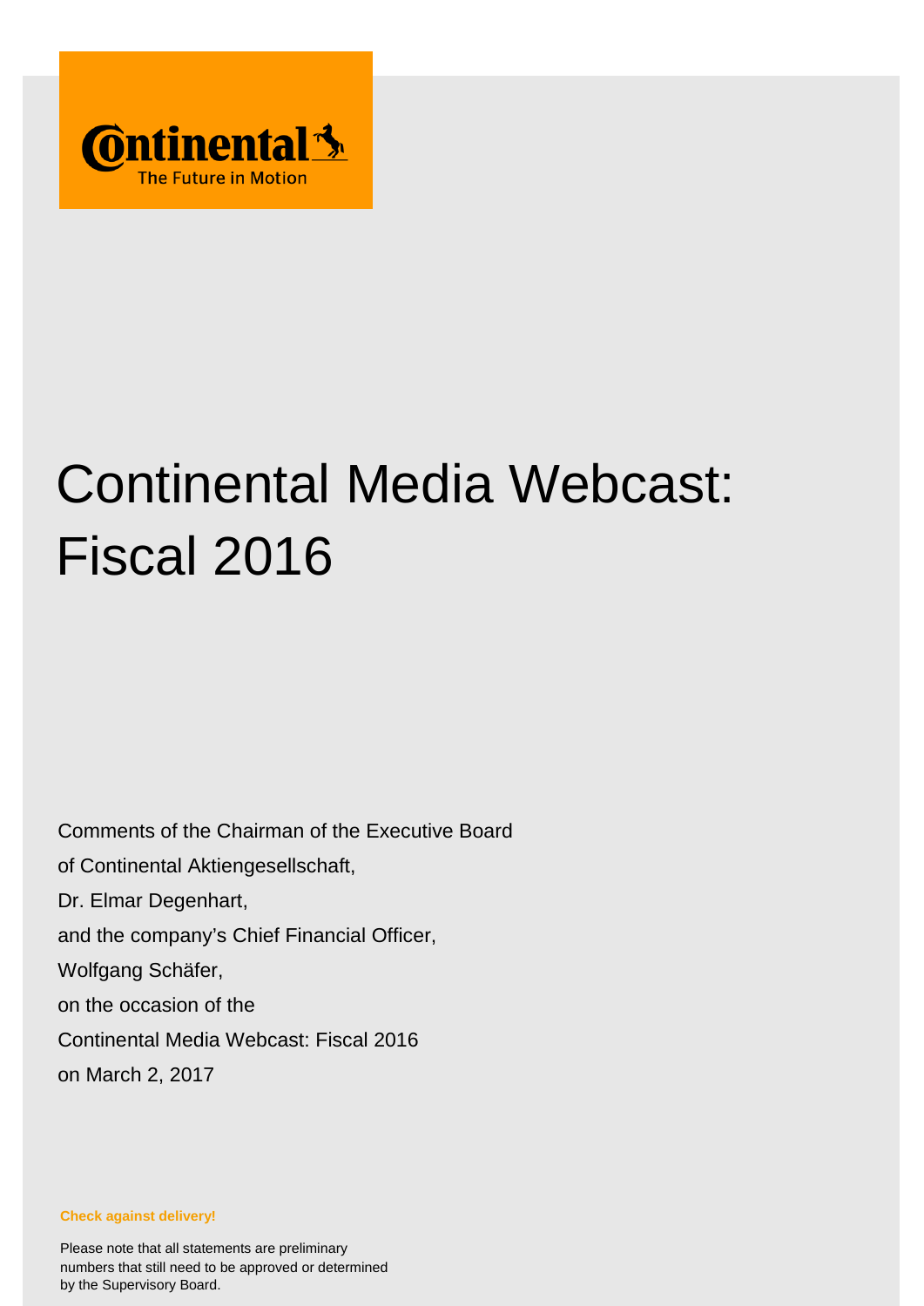Continental
The Future in Motion

# Continental Media Webcast: Fiscal 2016

Comments of the Chairman of the Executive Board
of Continental Aktiengesellschaft,
Dr. Elmar Degenhart,
and the company's Chief Financial Officer,
Wolfgang Schäfer,
on the occasion of the
Continental Media Webcast: Fiscal 2016
on March 2, 2017

**Check against delivery!**

Please note that all statements are preliminary numbers that still need to be approved or determined by the Supervisory Board.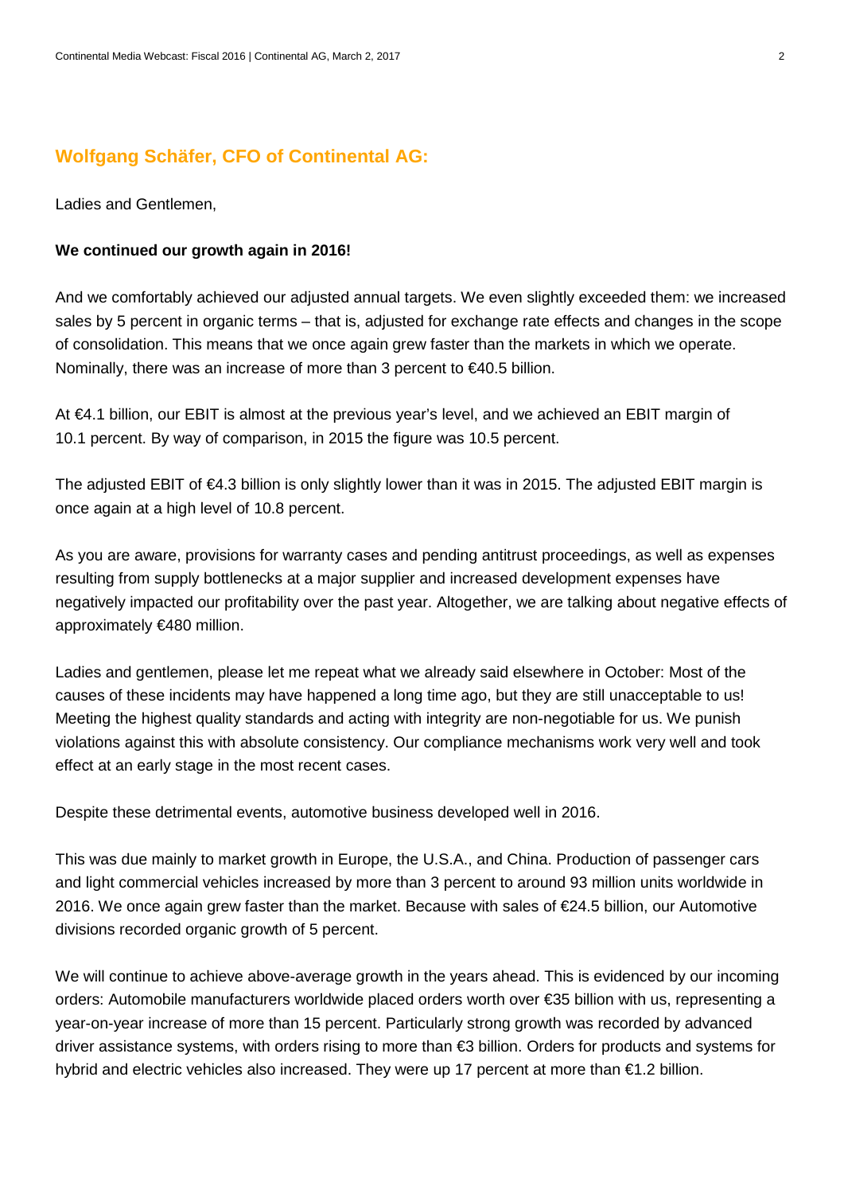## Wolfgang Schäfer, CFO of Continental AG:

Ladies and Gentlemen,

**We continued our growth again in 2016!**

And we comfortably achieved our adjusted annual targets. We even slightly exceeded them: we increased sales by 5 percent in organic terms – that is, adjusted for exchange rate effects and changes in the scope of consolidation. This means that we once again grew faster than the markets in which we operate. Nominally, there was an increase of more than 3 percent to €40.5 billion.

At €4.1 billion, our EBIT is almost at the previous year's level, and we achieved an EBIT margin of 10.1 percent. By way of comparison, in 2015 the figure was 10.5 percent.

The adjusted EBIT of €4.3 billion is only slightly lower than it was in 2015. The adjusted EBIT margin is once again at a high level of 10.8 percent.

As you are aware, provisions for warranty cases and pending antitrust proceedings, as well as expenses resulting from supply bottlenecks at a major supplier and increased development expenses have negatively impacted our profitability over the past year. Altogether, we are talking about negative effects of approximately €480 million.

Ladies and gentlemen, please let me repeat what we already said elsewhere in October: Most of the causes of these incidents may have happened a long time ago, but they are still unacceptable to us! Meeting the highest quality standards and acting with integrity are non-negotiable for us. We punish violations against this with absolute consistency. Our compliance mechanisms work very well and took effect at an early stage in the most recent cases.

Despite these detrimental events, automotive business developed well in 2016.

This was due mainly to market growth in Europe, the U.S.A., and China. Production of passenger cars and light commercial vehicles increased by more than 3 percent to around 93 million units worldwide in 2016. We once again grew faster than the market. Because with sales of €24.5 billion, our Automotive divisions recorded organic growth of 5 percent.

We will continue to achieve above-average growth in the years ahead. This is evidenced by our incoming orders: Automobile manufacturers worldwide placed orders worth over €35 billion with us, representing a year-on-year increase of more than 15 percent. Particularly strong growth was recorded by advanced driver assistance systems, with orders rising to more than €3 billion. Orders for products and systems for hybrid and electric vehicles also increased. They were up 17 percent at more than €1.2 billion.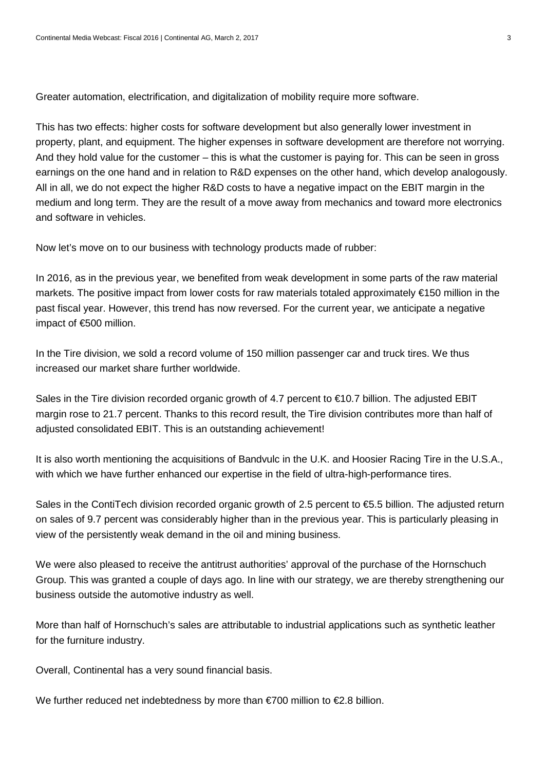Greater automation, electrification, and digitalization of mobility require more software.

This has two effects: higher costs for software development but also generally lower investment in property, plant, and equipment. The higher expenses in software development are therefore not worrying. And they hold value for the customer – this is what the customer is paying for. This can be seen in gross earnings on the one hand and in relation to R&D expenses on the other hand, which develop analogously. All in all, we do not expect the higher R&D costs to have a negative impact on the EBIT margin in the medium and long term. They are the result of a move away from mechanics and toward more electronics and software in vehicles.

Now let's move on to our business with technology products made of rubber:

In 2016, as in the previous year, we benefited from weak development in some parts of the raw material markets. The positive impact from lower costs for raw materials totaled approximately €150 million in the past fiscal year. However, this trend has now reversed. For the current year, we anticipate a negative impact of €500 million.

In the Tire division, we sold a record volume of 150 million passenger car and truck tires. We thus increased our market share further worldwide.

Sales in the Tire division recorded organic growth of 4.7 percent to €10.7 billion. The adjusted EBIT margin rose to 21.7 percent. Thanks to this record result, the Tire division contributes more than half of adjusted consolidated EBIT. This is an outstanding achievement!

It is also worth mentioning the acquisitions of Bandvulc in the U.K. and Hoosier Racing Tire in the U.S.A., with which we have further enhanced our expertise in the field of ultra-high-performance tires.

Sales in the ContiTech division recorded organic growth of 2.5 percent to €5.5 billion. The adjusted return on sales of 9.7 percent was considerably higher than in the previous year. This is particularly pleasing in view of the persistently weak demand in the oil and mining business.

We were also pleased to receive the antitrust authorities' approval of the purchase of the Hornschuch Group. This was granted a couple of days ago. In line with our strategy, we are thereby strengthening our business outside the automotive industry as well.

More than half of Hornschuch's sales are attributable to industrial applications such as synthetic leather for the furniture industry.

Overall, Continental has a very sound financial basis.

We further reduced net indebtedness by more than €700 million to €2.8 billion.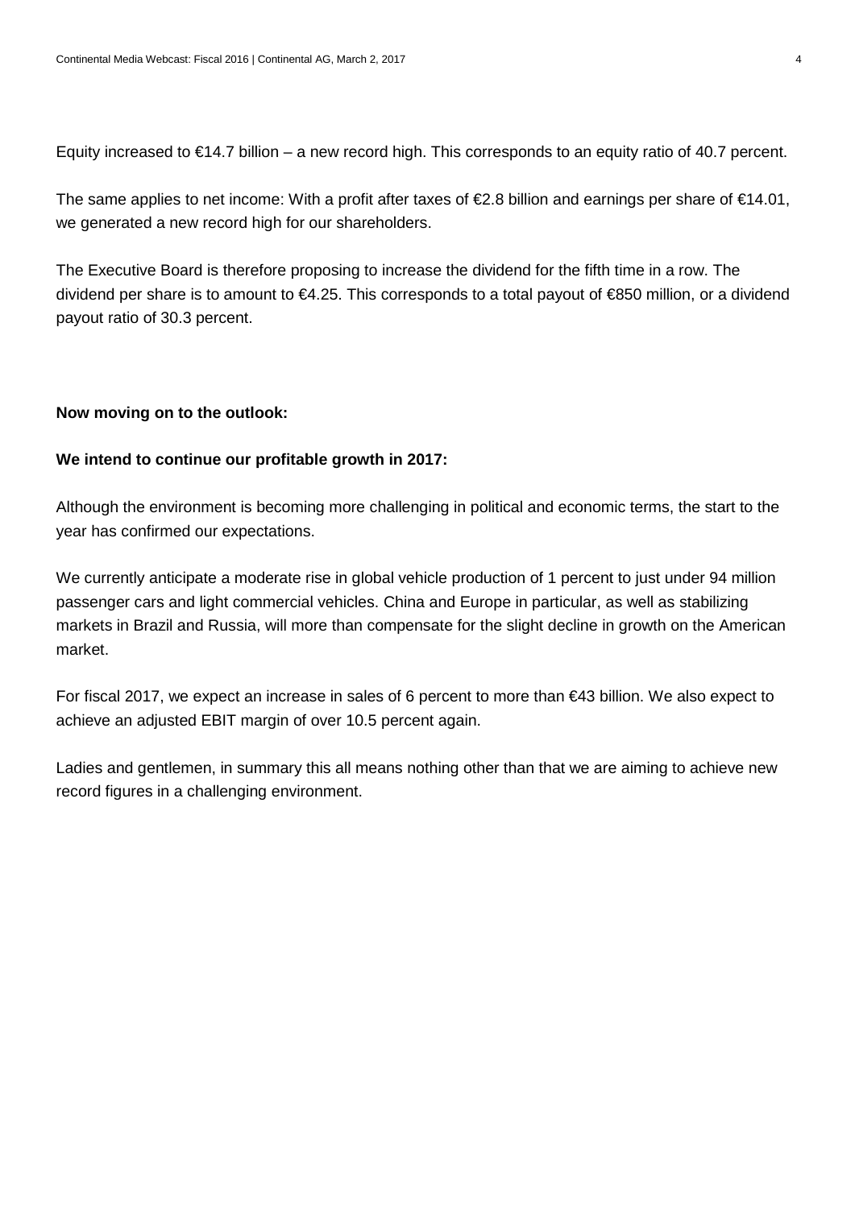Equity increased to €14.7 billion – a new record high. This corresponds to an equity ratio of 40.7 percent.

The same applies to net income: With a profit after taxes of €2.8 billion and earnings per share of €14.01, we generated a new record high for our shareholders.

The Executive Board is therefore proposing to increase the dividend for the fifth time in a row. The dividend per share is to amount to €4.25. This corresponds to a total payout of €850 million, or a dividend payout ratio of 30.3 percent.

**Now moving on to the outlook:**

**We intend to continue our profitable growth in 2017:**

Although the environment is becoming more challenging in political and economic terms, the start to the year has confirmed our expectations.

We currently anticipate a moderate rise in global vehicle production of 1 percent to just under 94 million passenger cars and light commercial vehicles. China and Europe in particular, as well as stabilizing markets in Brazil and Russia, will more than compensate for the slight decline in growth on the American market.

For fiscal 2017, we expect an increase in sales of 6 percent to more than €43 billion. We also expect to achieve an adjusted EBIT margin of over 10.5 percent again.

Ladies and gentlemen, in summary this all means nothing other than that we are aiming to achieve new record figures in a challenging environment.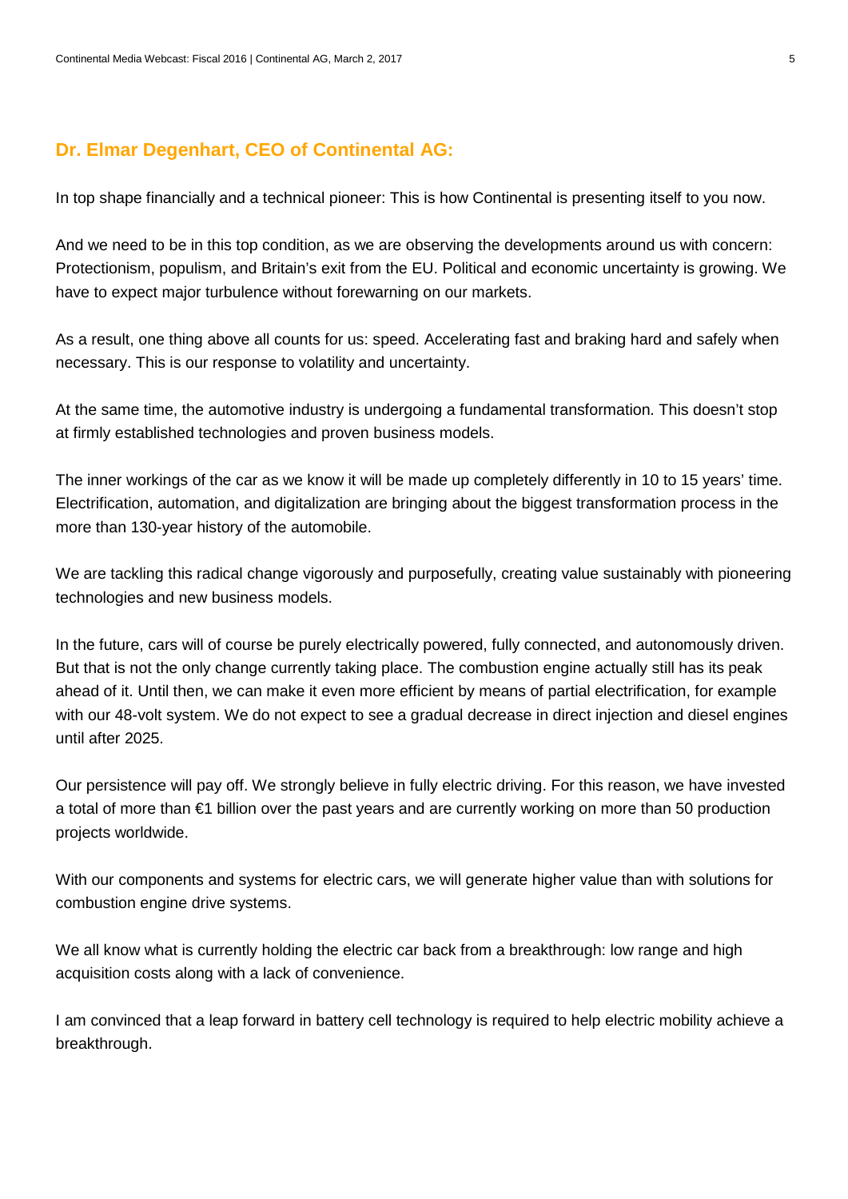### Dr. Elmar Degenhart, CEO of Continental AG:

In top shape financially and a technical pioneer: This is how Continental is presenting itself to you now.

And we need to be in this top condition, as we are observing the developments around us with concern: Protectionism, populism, and Britain's exit from the EU. Political and economic uncertainty is growing. We have to expect major turbulence without forewarning on our markets.

As a result, one thing above all counts for us: speed. Accelerating fast and braking hard and safely when necessary. This is our response to volatility and uncertainty.

At the same time, the automotive industry is undergoing a fundamental transformation. This doesn't stop at firmly established technologies and proven business models.

The inner workings of the car as we know it will be made up completely differently in 10 to 15 years' time. Electrification, automation, and digitalization are bringing about the biggest transformation process in the more than 130-year history of the automobile.

We are tackling this radical change vigorously and purposefully, creating value sustainably with pioneering technologies and new business models.

In the future, cars will of course be purely electrically powered, fully connected, and autonomously driven. But that is not the only change currently taking place. The combustion engine actually still has its peak ahead of it. Until then, we can make it even more efficient by means of partial electrification, for example with our 48-volt system. We do not expect to see a gradual decrease in direct injection and diesel engines until after 2025.

Our persistence will pay off. We strongly believe in fully electric driving. For this reason, we have invested a total of more than €1 billion over the past years and are currently working on more than 50 production projects worldwide.

With our components and systems for electric cars, we will generate higher value than with solutions for combustion engine drive systems.

We all know what is currently holding the electric car back from a breakthrough: low range and high acquisition costs along with a lack of convenience.

I am convinced that a leap forward in battery cell technology is required to help electric mobility achieve a breakthrough.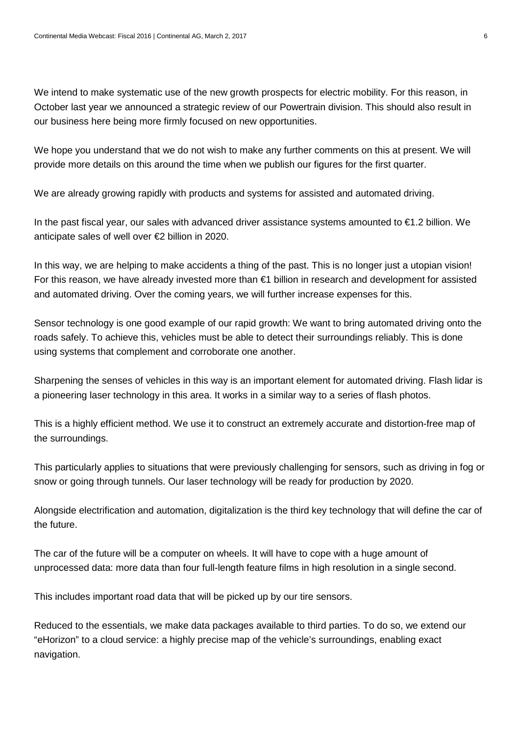We intend to make systematic use of the new growth prospects for electric mobility. For this reason, in October last year we announced a strategic review of our Powertrain division. This should also result in our business here being more firmly focused on new opportunities.

We hope you understand that we do not wish to make any further comments on this at present. We will provide more details on this around the time when we publish our figures for the first quarter.

We are already growing rapidly with products and systems for assisted and automated driving.

In the past fiscal year, our sales with advanced driver assistance systems amounted to €1.2 billion. We anticipate sales of well over €2 billion in 2020.

In this way, we are helping to make accidents a thing of the past. This is no longer just a utopian vision! For this reason, we have already invested more than €1 billion in research and development for assisted and automated driving. Over the coming years, we will further increase expenses for this.

Sensor technology is one good example of our rapid growth: We want to bring automated driving onto the roads safely. To achieve this, vehicles must be able to detect their surroundings reliably. This is done using systems that complement and corroborate one another.

Sharpening the senses of vehicles in this way is an important element for automated driving. Flash lidar is a pioneering laser technology in this area. It works in a similar way to a series of flash photos.

This is a highly efficient method. We use it to construct an extremely accurate and distortion-free map of the surroundings.

This particularly applies to situations that were previously challenging for sensors, such as driving in fog or snow or going through tunnels. Our laser technology will be ready for production by 2020.

Alongside electrification and automation, digitalization is the third key technology that will define the car of the future.

The car of the future will be a computer on wheels. It will have to cope with a huge amount of unprocessed data: more data than four full-length feature films in high resolution in a single second.

This includes important road data that will be picked up by our tire sensors.

Reduced to the essentials, we make data packages available to third parties. To do so, we extend our "eHorizon" to a cloud service: a highly precise map of the vehicle's surroundings, enabling exact navigation.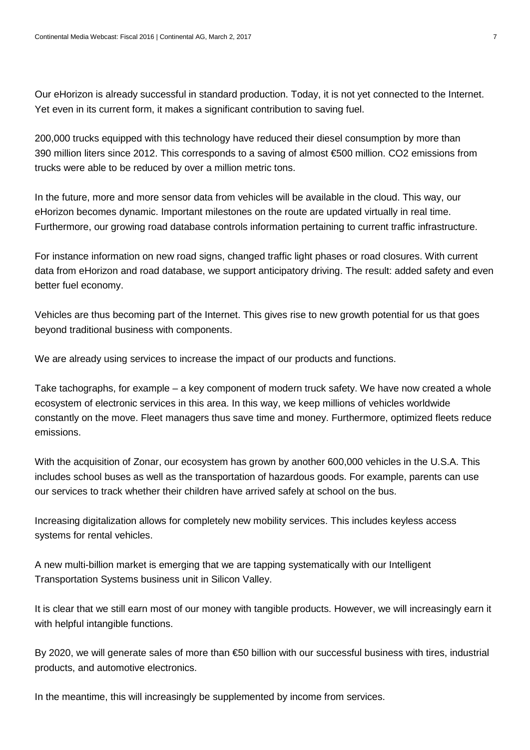Our eHorizon is already successful in standard production. Today, it is not yet connected to the Internet. Yet even in its current form, it makes a significant contribution to saving fuel.

200,000 trucks equipped with this technology have reduced their diesel consumption by more than 390 million liters since 2012. This corresponds to a saving of almost €500 million. $CO_2$ emissions from trucks were able to be reduced by over a million metric tons.

In the future, more and more sensor data from vehicles will be available in the cloud. This way, our eHorizon becomes dynamic. Important milestones on the route are updated virtually in real time. Furthermore, our growing road database controls information pertaining to current traffic infrastructure.

For instance information on new road signs, changed traffic light phases or road closures. With current data from eHorizon and road database, we support anticipatory driving. The result: added safety and even better fuel economy.

Vehicles are thus becoming part of the Internet. This gives rise to new growth potential for us that goes beyond traditional business with components.

We are already using services to increase the impact of our products and functions.

Take tachographs, for example – a key component of modern truck safety. We have now created a whole ecosystem of electronic services in this area. In this way, we keep millions of vehicles worldwide constantly on the move. Fleet managers thus save time and money. Furthermore, optimized fleets reduce emissions.

With the acquisition of Zonar, our ecosystem has grown by another 600,000 vehicles in the U.S.A. This includes school buses as well as the transportation of hazardous goods. For example, parents can use our services to track whether their children have arrived safely at school on the bus.

Increasing digitalization allows for completely new mobility services. This includes keyless access systems for rental vehicles.

A new multi-billion market is emerging that we are tapping systematically with our Intelligent Transportation Systems business unit in Silicon Valley.

It is clear that we still earn most of our money with tangible products. However, we will increasingly earn it with helpful intangible functions.

By 2020, we will generate sales of more than €50 billion with our successful business with tires, industrial products, and automotive electronics.

In the meantime, this will increasingly be supplemented by income from services.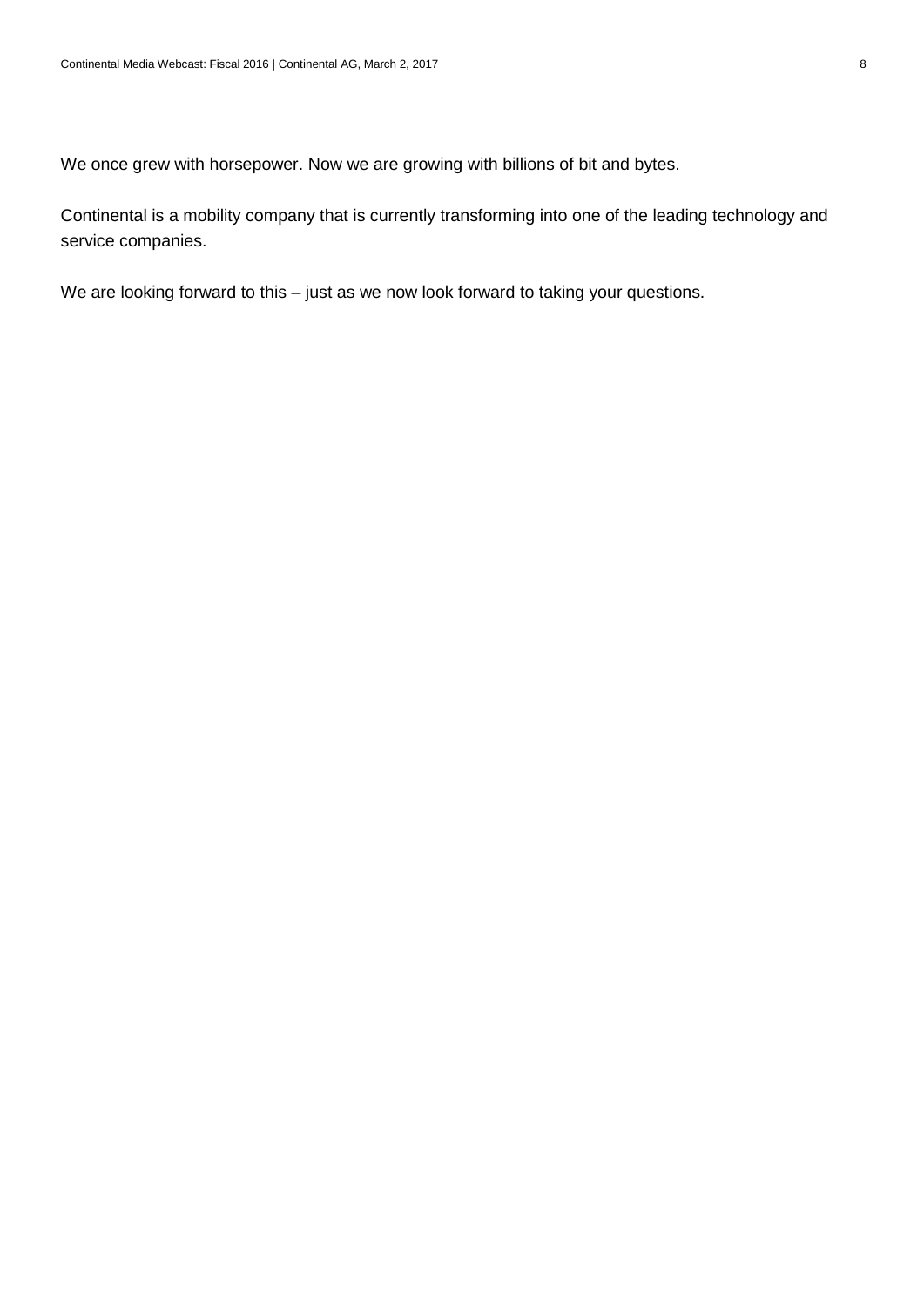We once grew with horsepower. Now we are growing with billions of bit and bytes.

Continental is a mobility company that is currently transforming into one of the leading technology and service companies.

We are looking forward to this – just as we now look forward to taking your questions.